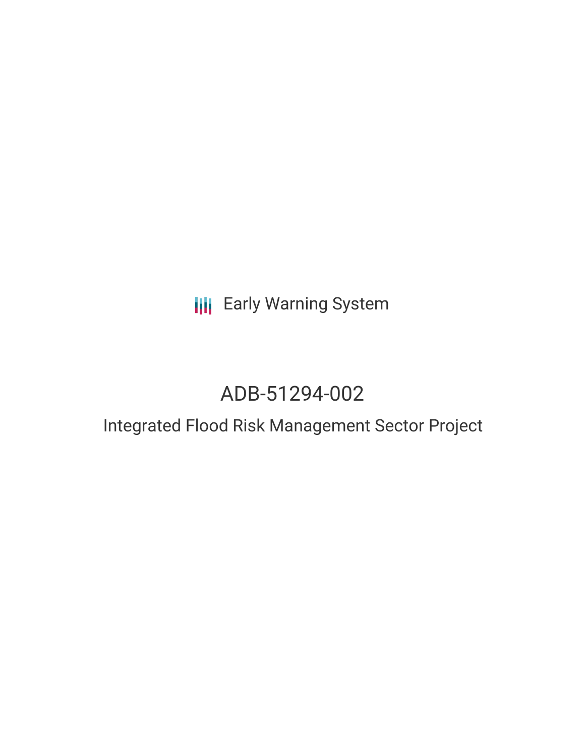Early Warning System

# ADB-51294-002

## Integrated Flood Risk Management Sector Project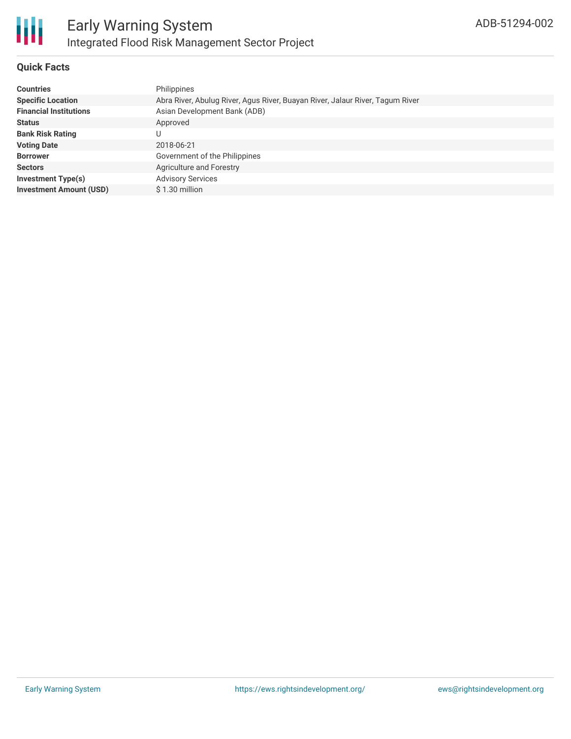# Early Warning System

## Integrated Flood Risk Management Sector Project

ADB-51294-002

### Quick Facts

| | |
|---|---|
| **Countries** | Philippines |
| **Specific Location** | Abra River, Abulug River, Agus River, Buayan River, Jalaur River, Tagum River |
| **Financial Institutions** | Asian Development Bank (ADB) |
| **Status** | Approved |
| **Bank Risk Rating** | U |
| **Voting Date** | 2018-06-21 |
| **Borrower** | Government of the Philippines |
| **Sectors** | Agriculture and Forestry |
| **Investment Type(s)** | Advisory Services |
| **Investment Amount (USD)** | $ 1.30 million |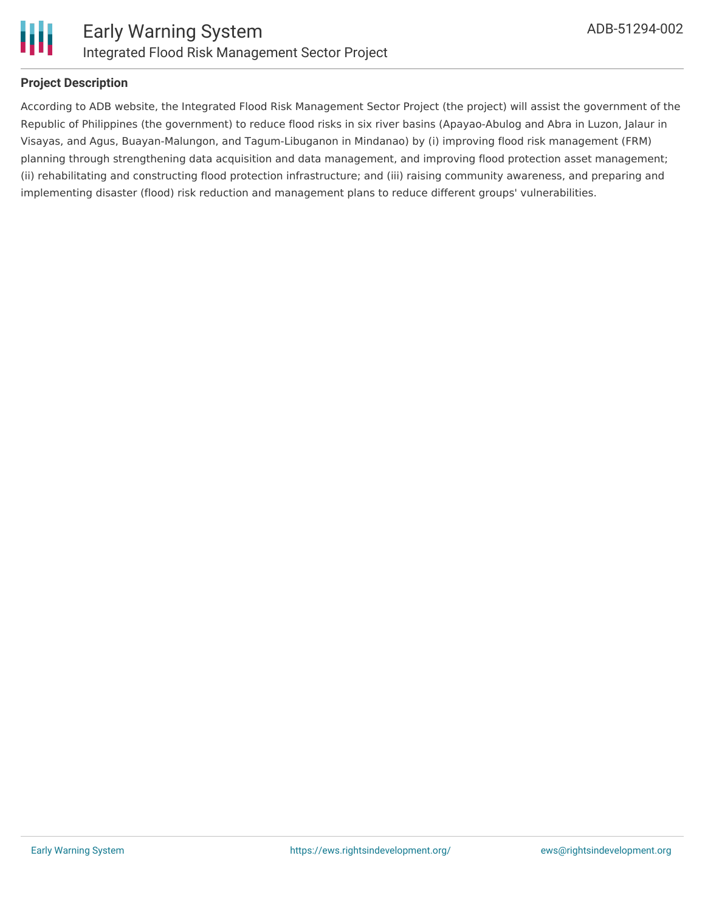## Project Description

According to ADB website, the Integrated Flood Risk Management Sector Project (the project) will assist the government of the Republic of Philippines (the government) to reduce flood risks in six river basins (Apayao-Abulog and Abra in Luzon, Jalaur in Visayas, and Agus, Buayan-Malungon, and Tagum-Libuganon in Mindanao) by (i) improving flood risk management (FRM) planning through strengthening data acquisition and data management, and improving flood protection asset management; (ii) rehabilitating and constructing flood protection infrastructure; and (iii) raising community awareness, and preparing and implementing disaster (flood) risk reduction and management plans to reduce different groups' vulnerabilities.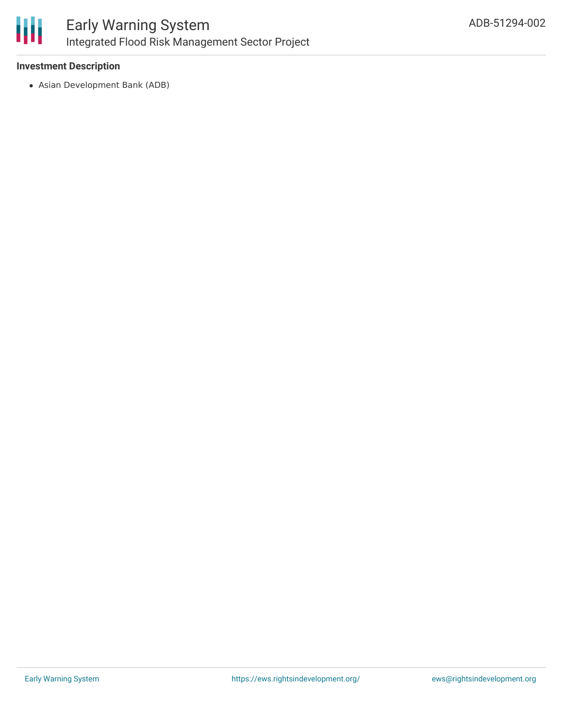**Investment Description**

- Asian Development Bank (ADB)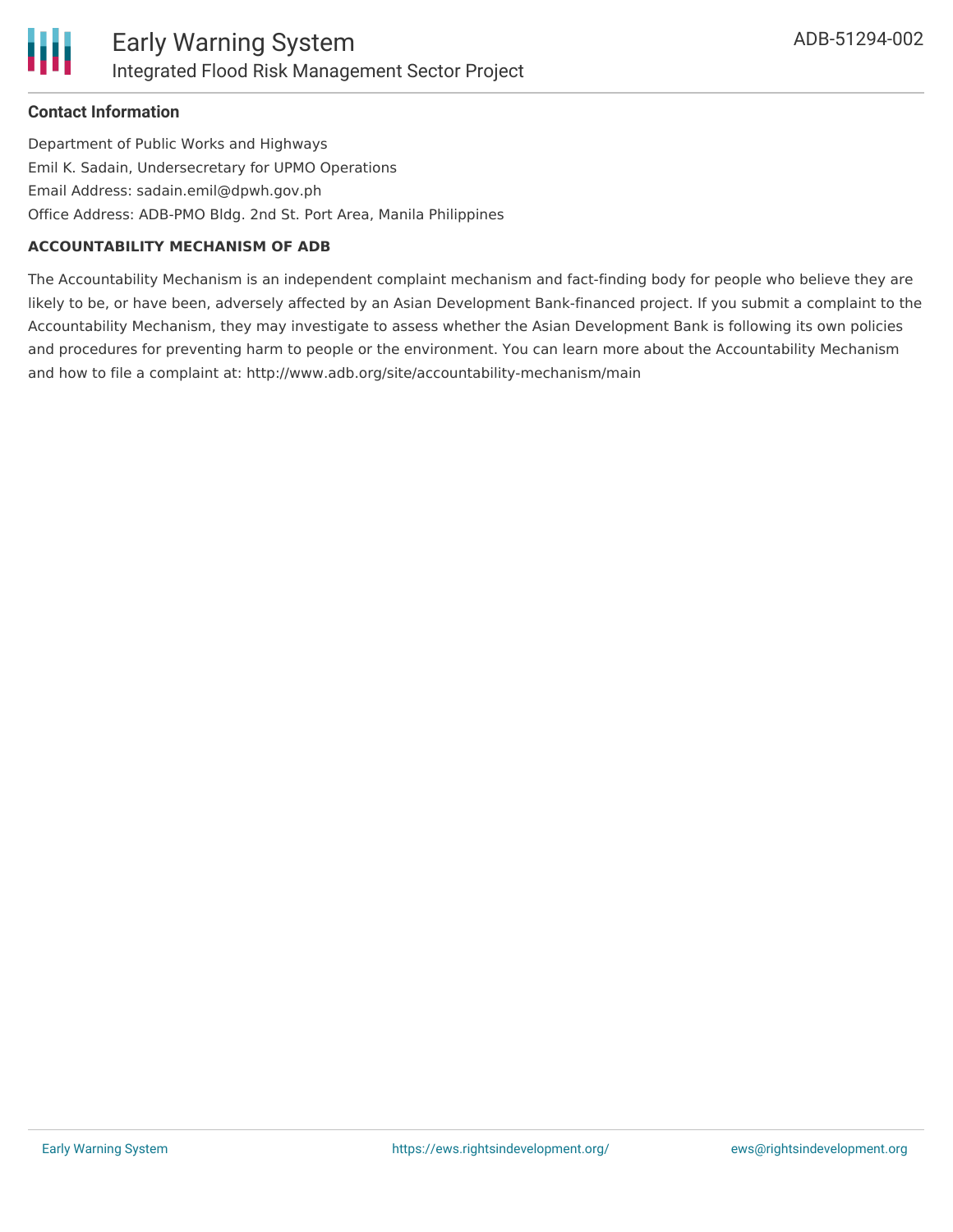## Contact Information

Department of Public Works and Highways
Emil K. Sadain, Undersecretary for UPMO Operations
Email Address: sadain.emil@dpwh.gov.ph
Office Address: ADB-PMO Bldg. 2nd St. Port Area, Manila Philippines

### ACCOUNTABILITY MECHANISM OF ADB

The Accountability Mechanism is an independent complaint mechanism and fact-finding body for people who believe they are likely to be, or have been, adversely affected by an Asian Development Bank-financed project. If you submit a complaint to the Accountability Mechanism, they may investigate to assess whether the Asian Development Bank is following its own policies and procedures for preventing harm to people or the environment. You can learn more about the Accountability Mechanism and how to file a complaint at: http://www.adb.org/site/accountability-mechanism/main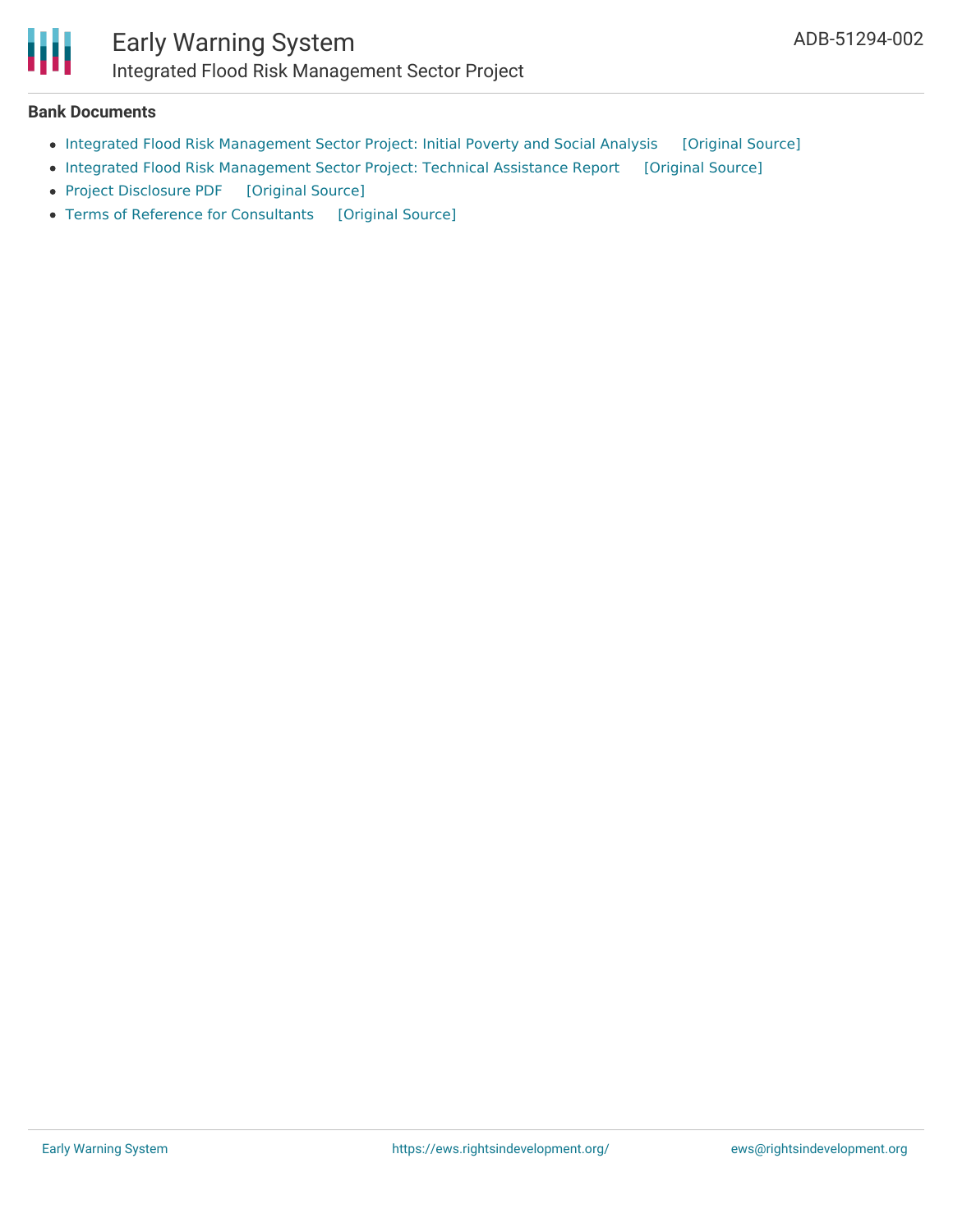## Bank Documents

- Integrated Flood Risk Management Sector Project: Initial Poverty and Social Analysis [Original Source]
- Integrated Flood Risk Management Sector Project: Technical Assistance Report [Original Source]
- Project Disclosure PDF [Original Source]
- Terms of Reference for Consultants [Original Source]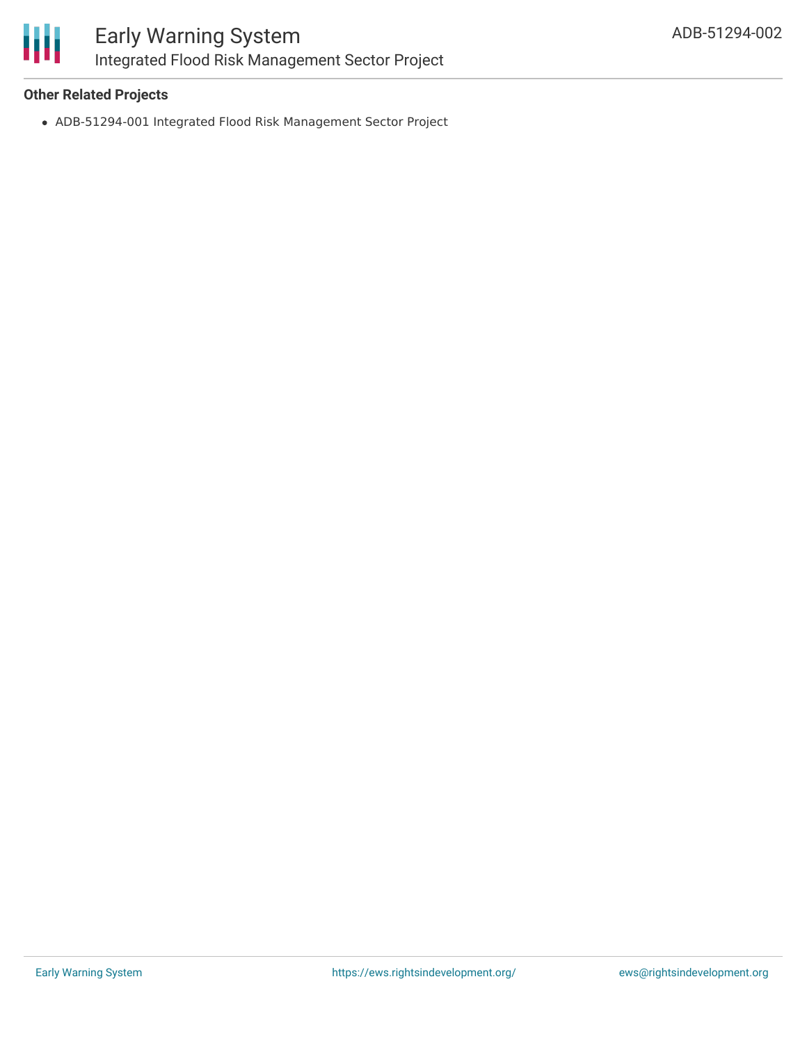**Other Related Projects**

- ADB-51294-001 Integrated Flood Risk Management Sector Project